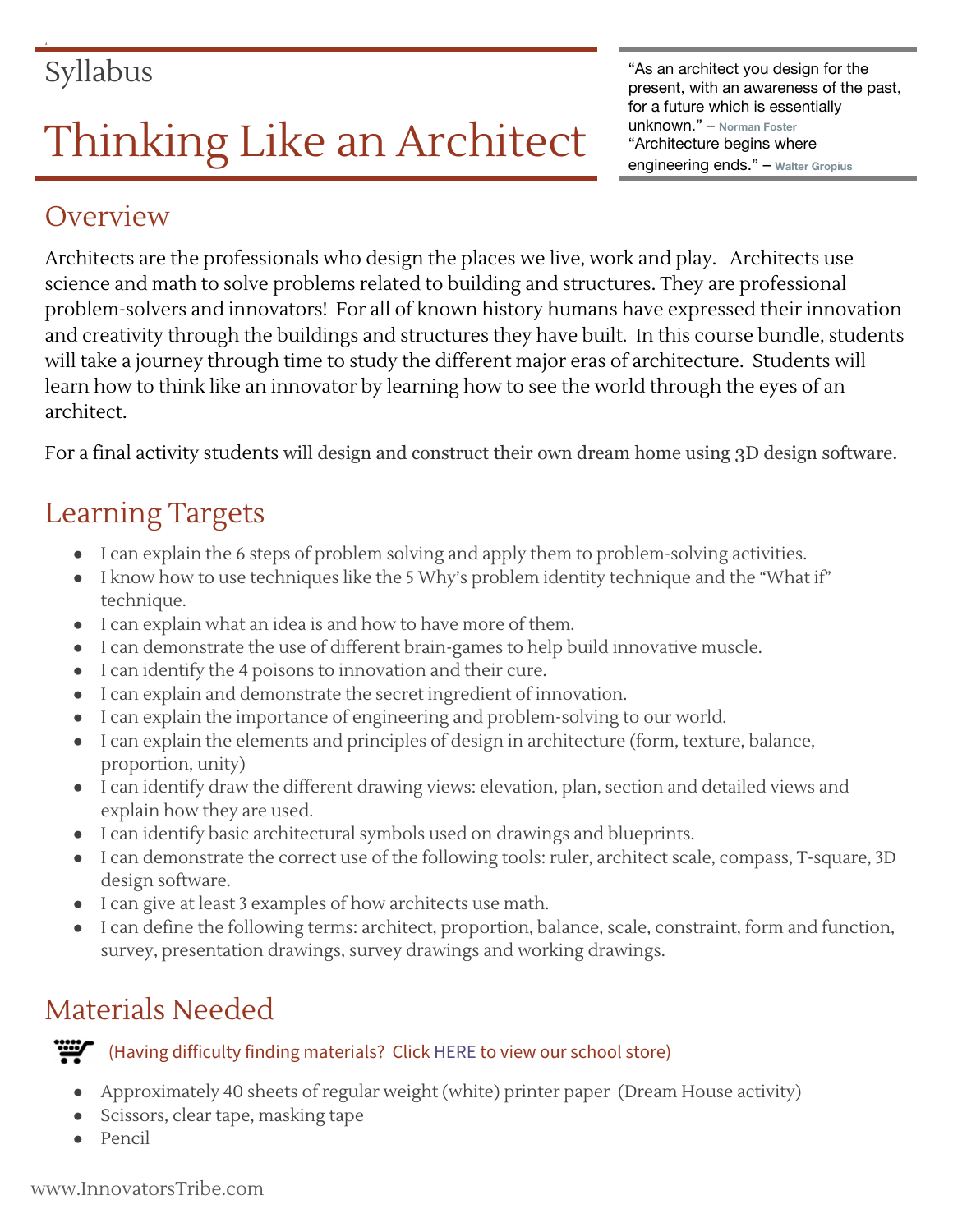Syllabus

# Thinking Like an Architect

> "As an architect you design for the present, with an awareness of the past, for a future which is essentially unknown." – Norman Foster
>
> "Architecture begins where engineering ends." – Walter Gropius

## Overview

Architects are the professionals who design the places we live, work and play. Architects use science and math to solve problems related to building and structures. They are professional problem-solvers and innovators! For all of known history humans have expressed their innovation and creativity through the buildings and structures they have built. In this course bundle, students will take a journey through time to study the different major eras of architecture. Students will learn how to think like an innovator by learning how to see the world through the eyes of an architect.

For a final activity students will design and construct their own dream home using 3D design software.

## Learning Targets

- I can explain the 6 steps of problem solving and apply them to problem-solving activities.
- I know how to use techniques like the 5 Why's problem identity technique and the "What if" technique.
- I can explain what an idea is and how to have more of them.
- I can demonstrate the use of different brain-games to help build innovative muscle.
- I can identify the 4 poisons to innovation and their cure.
- I can explain and demonstrate the secret ingredient of innovation.
- I can explain the importance of engineering and problem-solving to our world.
- I can explain the elements and principles of design in architecture (form, texture, balance, proportion, unity)
- I can identify draw the different drawing views: elevation, plan, section and detailed views and explain how they are used.
- I can identify basic architectural symbols used on drawings and blueprints.
- I can demonstrate the correct use of the following tools: ruler, architect scale, compass, T-square, 3D design software.
- I can give at least 3 examples of how architects use math.
- I can define the following terms: architect, proportion, balance, scale, constraint, form and function, survey, presentation drawings, survey drawings and working drawings.

## Materials Needed

(Having difficulty finding materials? Click HERE to view our school store)

- Approximately 40 sheets of regular weight (white) printer paper (Dream House activity)
- Scissors, clear tape, masking tape
- Pencil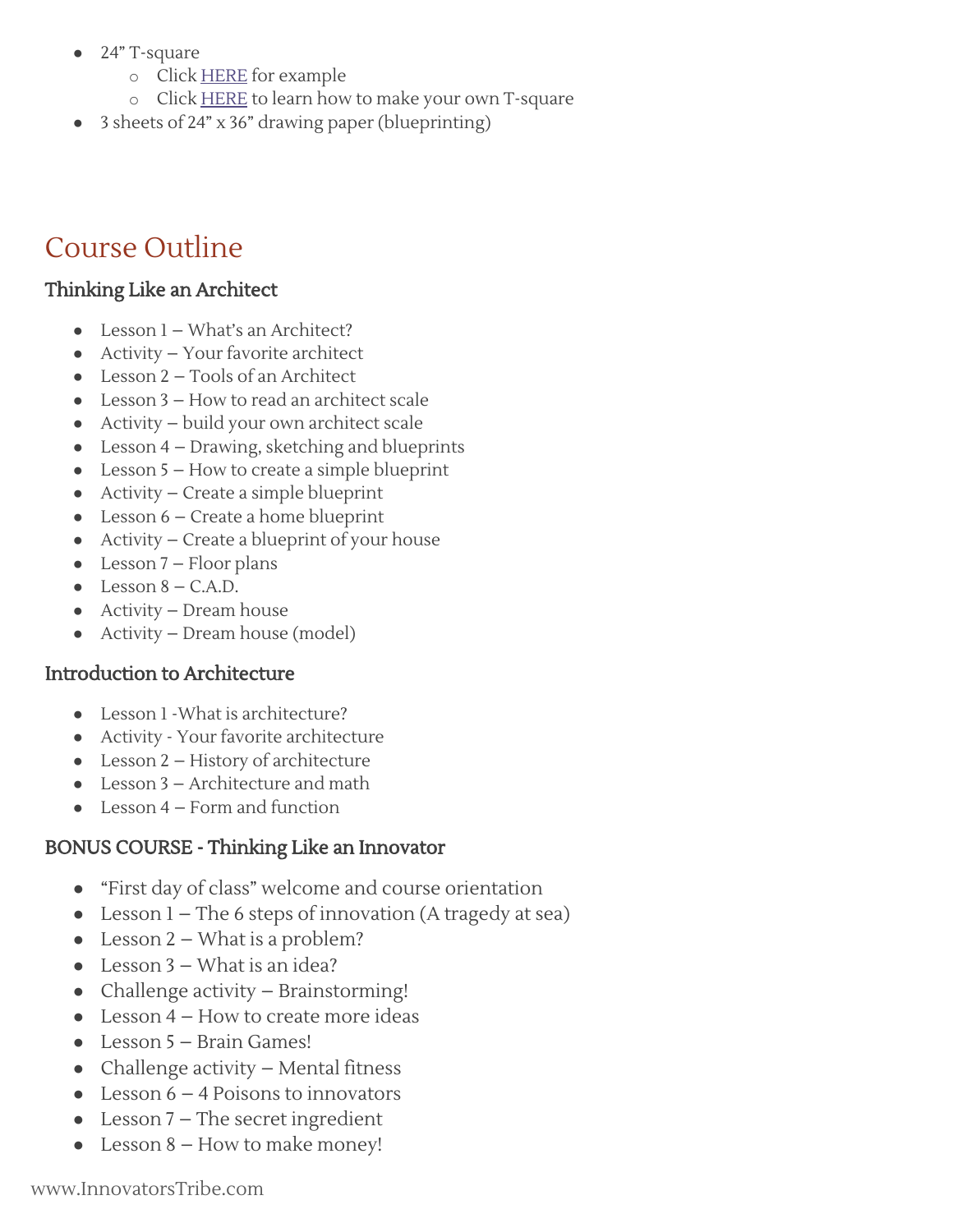- 24" T-square
  - Click HERE for example
  - Click HERE to learn how to make your own T-square
- 3 sheets of 24" x 36" drawing paper (blueprinting)

## Course Outline

### Thinking Like an Architect

- Lesson 1 – What's an Architect?
- Activity – Your favorite architect
- Lesson 2 – Tools of an Architect
- Lesson 3 – How to read an architect scale
- Activity – build your own architect scale
- Lesson 4 – Drawing, sketching and blueprints
- Lesson 5 – How to create a simple blueprint
- Activity – Create a simple blueprint
- Lesson 6 – Create a home blueprint
- Activity – Create a blueprint of your house
- Lesson 7 – Floor plans
- Lesson 8 – C.A.D.
- Activity – Dream house
- Activity – Dream house (model)

### Introduction to Architecture

- Lesson 1 -What is architecture?
- Activity - Your favorite architecture
- Lesson 2 – History of architecture
- Lesson 3 – Architecture and math
- Lesson 4 – Form and function

### BONUS COURSE - Thinking Like an Innovator

- "First day of class" welcome and course orientation
- Lesson 1 – The 6 steps of innovation (A tragedy at sea)
- Lesson 2 – What is a problem?
- Lesson 3 – What is an idea?
- Challenge activity – Brainstorming!
- Lesson 4 – How to create more ideas
- Lesson 5 – Brain Games!
- Challenge activity – Mental fitness
- Lesson 6 – 4 Poisons to innovators
- Lesson 7 – The secret ingredient
- Lesson 8 – How to make money!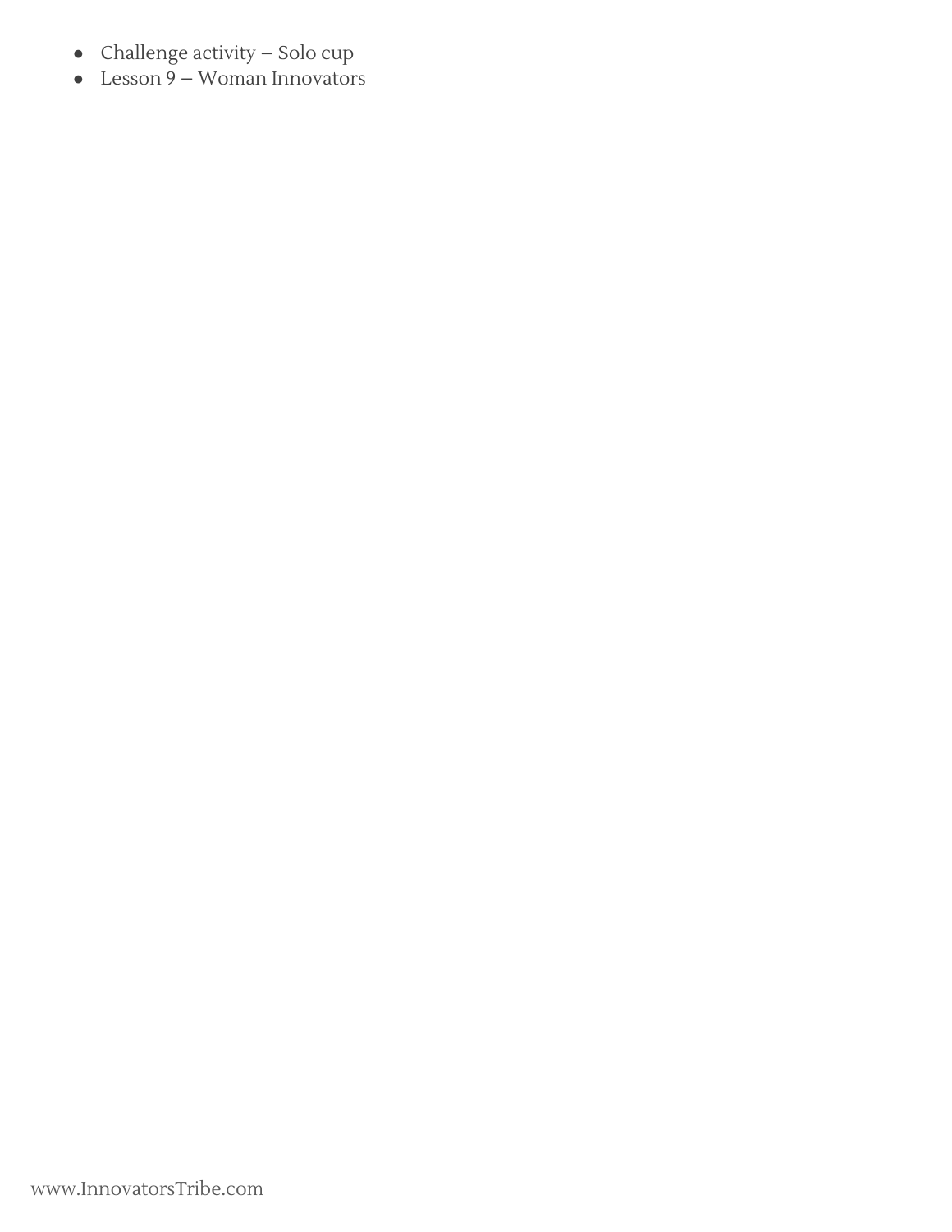- Challenge activity – Solo cup
- Lesson 9 – Woman Innovators